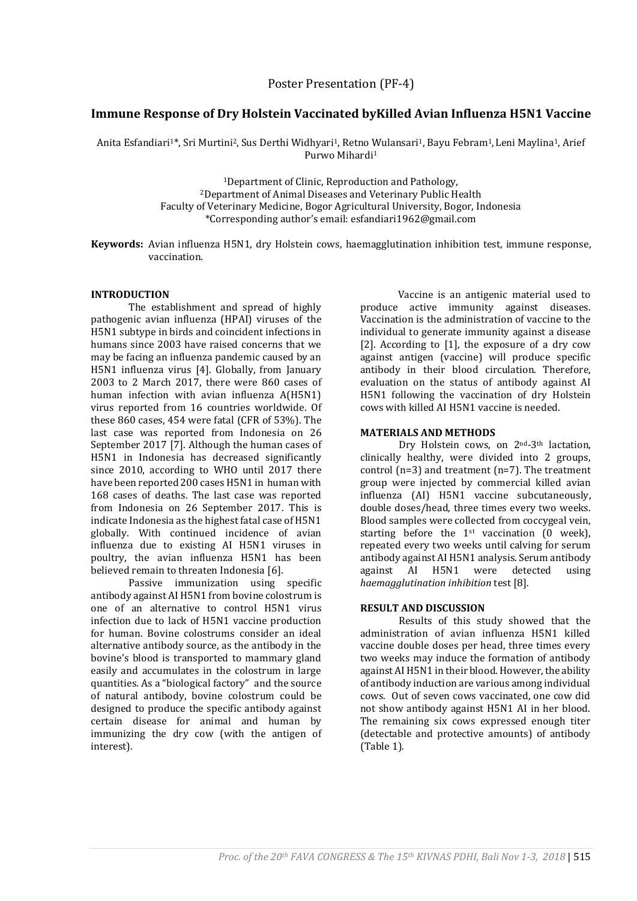Poster Presentation (PF-4)

# Immune Response of Dry Holstein Vaccinated byKilled Avian Influenza H5N1 Vaccine

Anita Esfandiari[1]*, Sri Murtini[2], Sus Derthi Widhyari[1], Retno Wulansari[1], Bayu Febram[1], Leni Maylina[1], Arief Purwo Mihardi[1]

[1]Department of Clinic, Reproduction and Pathology,
[2]Department of Animal Diseases and Veterinary Public Health
Faculty of Veterinary Medicine, Bogor Agricultural University, Bogor, Indonesia
*Corresponding author's email: esfandiari1962@gmail.com

**Keywords:** Avian influenza H5N1, dry Holstein cows, haemagglutination inhibition test, immune response, vaccination.

## INTRODUCTION

The establishment and spread of highly pathogenic avian influenza (HPAI) viruses of the H5N1 subtype in birds and coincident infections in humans since 2003 have raised concerns that we may be facing an influenza pandemic caused by an H5N1 influenza virus [4]. Globally, from January 2003 to 2 March 2017, there were 860 cases of human infection with avian influenza A(H5N1) virus reported from 16 countries worldwide. Of these 860 cases, 454 were fatal (CFR of 53%). The last case was reported from Indonesia on 26 September 2017 [7]. Although the human cases of H5N1 in Indonesia has decreased significantly since 2010, according to WHO until 2017 there have been reported 200 cases H5N1 in human with 168 cases of deaths. The last case was reported from Indonesia on 26 September 2017. This is indicate Indonesia as the highest fatal case of H5N1 globally. With continued incidence of avian influenza due to existing AI H5N1 viruses in poultry, the avian influenza H5N1 has been believed remain to threaten Indonesia [6].

Passive immunization using specific antibody against AI H5N1 from bovine colostrum is one of an alternative to control H5N1 virus infection due to lack of H5N1 vaccine production for human. Bovine colostrums consider an ideal alternative antibody source, as the antibody in the bovine's blood is transported to mammary gland easily and accumulates in the colostrum in large quantities. As a "biological factory" and the source of natural antibody, bovine colostrum could be designed to produce the specific antibody against certain disease for animal and human by immunizing the dry cow (with the antigen of interest).

Vaccine is an antigenic material used to produce active immunity against diseases. Vaccination is the administration of vaccine to the individual to generate immunity against a disease [2]. According to [1], the exposure of a dry cow against antigen (vaccine) will produce specific antibody in their blood circulation. Therefore, evaluation on the status of antibody against AI H5N1 following the vaccination of dry Holstein cows with killed AI H5N1 vaccine is needed.

## MATERIALS AND METHODS

Dry Holstein cows, on 2nd-3rd lactation, clinically healthy, were divided into 2 groups, control (n=3) and treatment (n=7). The treatment group were injected by commercial killed avian influenza (AI) H5N1 vaccine subcutaneously, double doses/head, three times every two weeks. Blood samples were collected from coccygeal vein, starting before the 1st vaccination (0 week), repeated every two weeks until calving for serum antibody against AI H5N1 analysis. Serum antibody against AI H5N1 were detected using *haemagglutination inhibition* test [8].

## RESULT AND DISCUSSION

Results of this study showed that the administration of avian influenza H5N1 killed vaccine double doses per head, three times every two weeks may induce the formation of antibody against AI H5N1 in their blood. However, the ability of antibody induction are various among individual cows. Out of seven cows vaccinated, one cow did not show antibody against H5N1 AI in her blood. The remaining six cows expressed enough titer (detectable and protective amounts) of antibody (Table 1).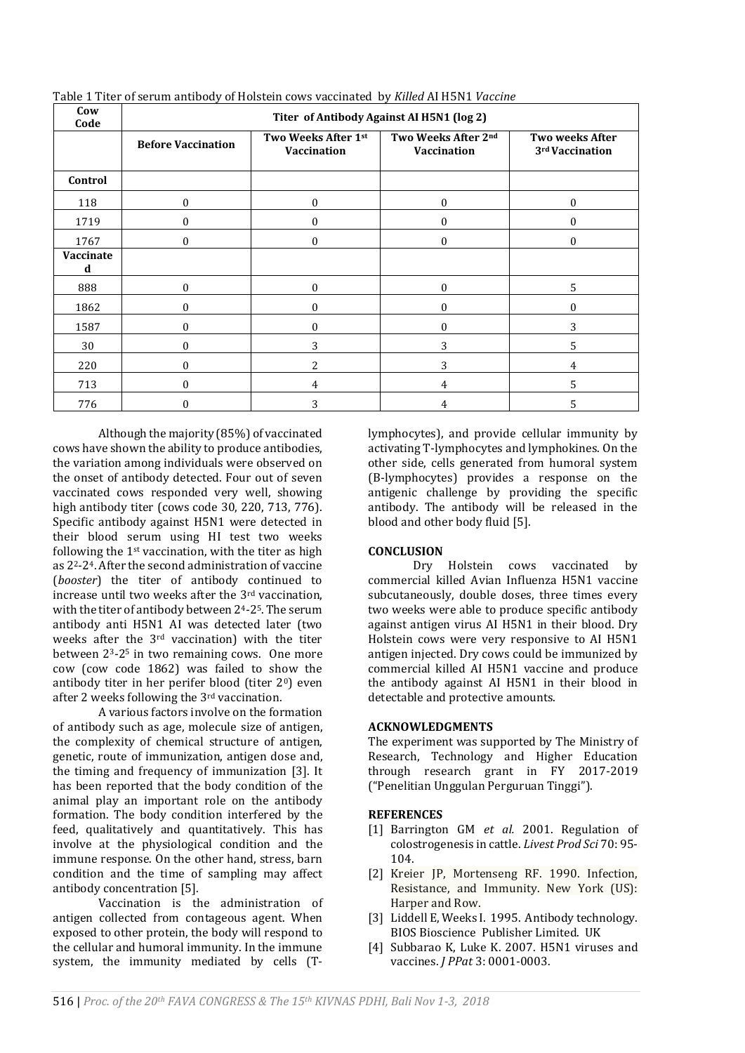Table 1 Titer of serum antibody of Holstein cows vaccinated by *Killed* AI H5N1 *Vaccine*

| Cow Code | Titer of Antibody Against AI H5N1 (log 2) | | | |
|---|---|---|---|---|
| | **Before Vaccination** | **Two Weeks After 1st Vaccination** | **Two Weeks After 2nd Vaccination** | **Two weeks After 3rd Vaccination** |
| **Control** | | | | |
| 118 | 0 | 0 | 0 | 0 |
| 1719 | 0 | 0 | 0 | 0 |
| 1767 | 0 | 0 | 0 | 0 |
| **Vaccinated** | | | | |
| 888 | 0 | 0 | 0 | 5 |
| 1862 | 0 | 0 | 0 | 0 |
| 1587 | 0 | 0 | 0 | 3 |
| 30 | 0 | 3 | 3 | 5 |
| 220 | 0 | 2 | 3 | 4 |
| 713 | 0 | 4 | 4 | 5 |
| 776 | 0 | 3 | 4 | 5 |

Although the majority (85%) of vaccinated cows have shown the ability to produce antibodies, the variation among individuals were observed on the onset of antibody detected. Four out of seven vaccinated cows responded very well, showing high antibody titer (cows code 30, 220, 713, 776). Specific antibody against H5N1 were detected in their blood serum using HI test two weeks following the 1st vaccination, with the titer as high as $2^2$-$2^4$. After the second administration of vaccine (*booster*) the titer of antibody continued to increase until two weeks after the 3rd vaccination, with the titer of antibody between $2^4$-$2^5$. The serum antibody anti H5N1 AI was detected later (two weeks after the 3rd vaccination) with the titer between $2^3$-$2^5$ in two remaining cows. One more cow (cow code 1862) was failed to show the antibody titer in her perifer blood (titer $2^0$) even after 2 weeks following the 3rd vaccination.

A various factors involve on the formation of antibody such as age, molecule size of antigen, the complexity of chemical structure of antigen, genetic, route of immunization, antigen dose and, the timing and frequency of immunization [3]. It has been reported that the body condition of the animal play an important role on the antibody formation. The body condition interfered by the feed, qualitatively and quantitatively. This has involve at the physiological condition and the immune response. On the other hand, stress, barn condition and the time of sampling may affect antibody concentration [5].

Vaccination is the administration of antigen collected from contageous agent. When exposed to other protein, the body will respond to the cellular and humoral immunity. In the immune system, the immunity mediated by cells (T-lymphocytes), and provide cellular immunity by activating T-lymphocytes and lymphokines. On the other side, cells generated from humoral system (B-lymphocytes) provides a response on the antigenic challenge by providing the specific antibody. The antibody will be released in the blood and other body fluid [5].

## CONCLUSION

Dry Holstein cows vaccinated by commercial killed Avian Influenza H5N1 vaccine subcutaneously, double doses, three times every two weeks were able to produce specific antibody against antigen virus AI H5N1 in their blood. Dry Holstein cows were very responsive to AI H5N1 antigen injected. Dry cows could be immunized by commercial killed AI H5N1 vaccine and produce the antibody against AI H5N1 in their blood in detectable and protective amounts.

## ACKNOWLEDGMENTS

The experiment was supported by The Ministry of Research, Technology and Higher Education through research grant in FY 2017-2019 ("Penelitian Unggulan Perguruan Tinggi").

## REFERENCES

[1] Barrington GM *et al.* 2001. Regulation of colostrogenesis in cattle. *Livest Prod Sci* 70: 95-104.

[2] Kreier JP, Mortenseng RF. 1990. Infection, Resistance, and Immunity. New York (US): Harper and Row.

[3] Liddell E, Weeks I. 1995. Antibody technology. BIOS Bioscience Publisher Limited. UK

[4] Subbarao K, Luke K. 2007. H5N1 viruses and vaccines. *J PPat* 3: 0001-0003.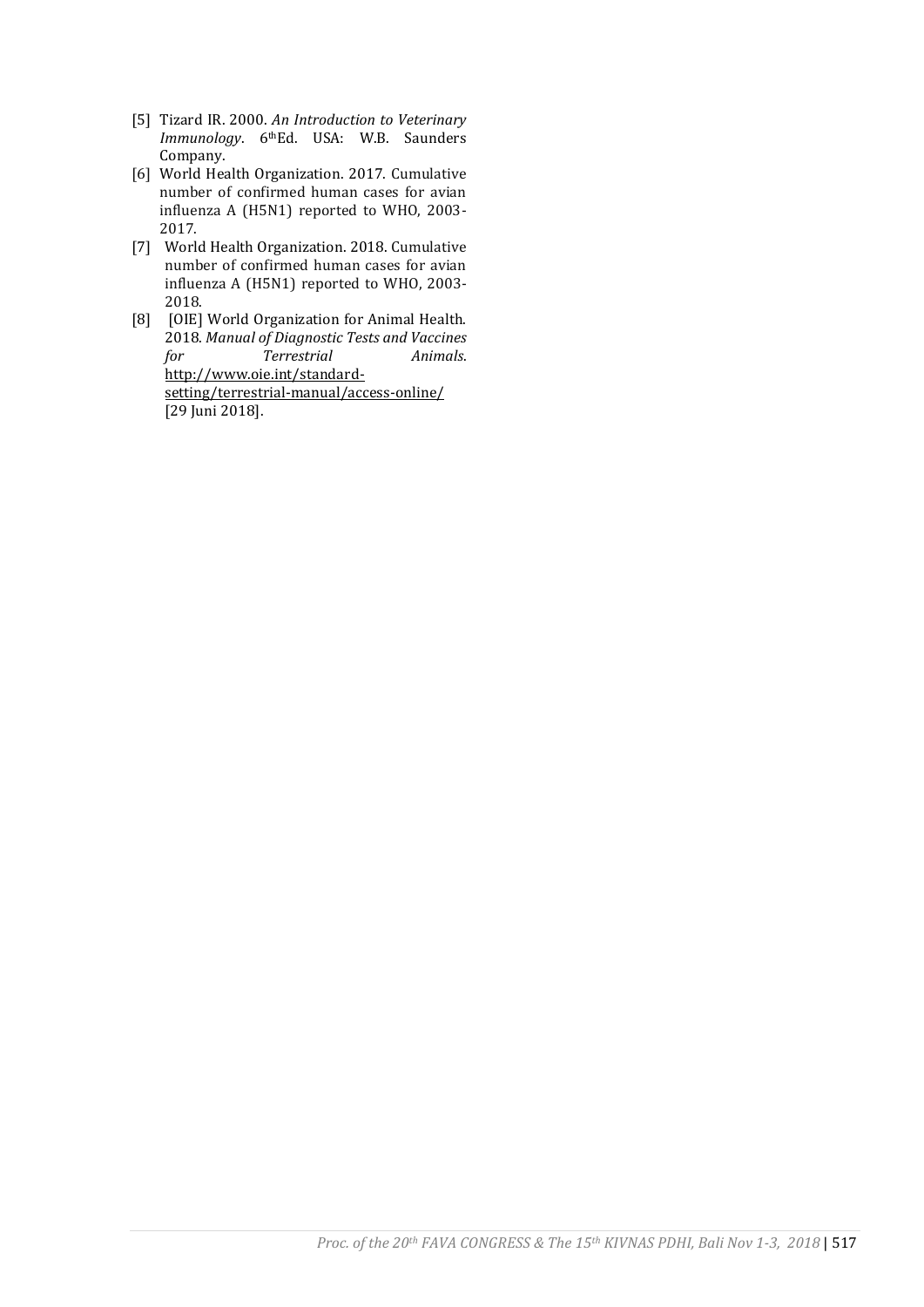[5] Tizard IR. 2000. *An Introduction to Veterinary Immunology*. 6thEd. USA: W.B. Saunders Company.

[6] World Health Organization. 2017. Cumulative number of confirmed human cases for avian influenza A (H5N1) reported to WHO, 2003-2017.

[7] World Health Organization. 2018. Cumulative number of confirmed human cases for avian influenza A (H5N1) reported to WHO, 2003-2018.

[8] [OIE] World Organization for Animal Health. 2018. *Manual of Diagnostic Tests and Vaccines for Terrestrial Animals*. http://www.oie.int/standard-setting/terrestrial-manual/access-online/ [29 Juni 2018].